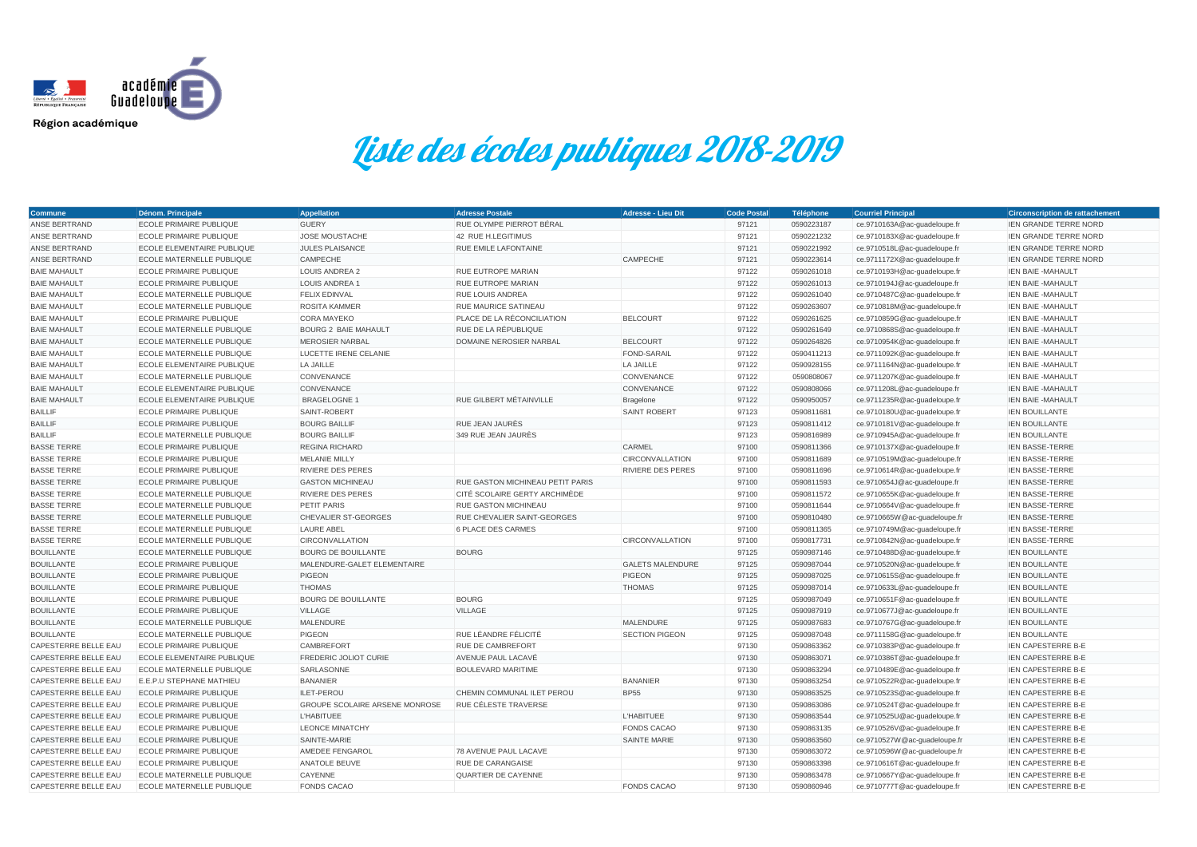Région académique

# Liste des écoles publiques 2018-2019

| Commune | Dénom. Principale | Appellation | Adresse Postale | Adresse - Lieu Dit | Code Postal | Téléphone | Courriel Principal | Circonscription de rattachement |
|---|---|---|---|---|---|---|---|---|
| ANSE BERTRAND | ECOLE PRIMAIRE PUBLIQUE | GUERY | RUE OLYMPE PIERROT BÉRAL | | 97121 | 0590223187 | ce.9710163A@ac-guadeloupe.fr | IEN GRANDE TERRE NORD |
| ANSE BERTRAND | ECOLE PRIMAIRE PUBLIQUE | JOSE MOUSTACHE | 42 RUE H.LEGITIMUS | | 97121 | 0590221232 | ce.9710183X@ac-guadeloupe.fr | IEN GRANDE TERRE NORD |
| ANSE BERTRAND | ECOLE ELEMENTAIRE PUBLIQUE | JULES PLAISANCE | RUE EMILE LAFONTAINE | | 97121 | 0590221992 | ce.9710518L@ac-guadeloupe.fr | IEN GRANDE TERRE NORD |
| ANSE BERTRAND | ECOLE MATERNELLE PUBLIQUE | CAMPECHE | | CAMPECHE | 97121 | 0590223614 | ce.9711172X@ac-guadeloupe.fr | IEN GRANDE TERRE NORD |
| BAIE MAHAULT | ECOLE PRIMAIRE PUBLIQUE | LOUIS ANDREA 2 | RUE EUTROPE MARIAN | | 97122 | 0590261018 | ce.9710193H@ac-guadeloupe.fr | IEN BAIE -MAHAULT |
| BAIE MAHAULT | ECOLE PRIMAIRE PUBLIQUE | LOUIS ANDREA 1 | RUE EUTROPE MARIAN | | 97122 | 0590261013 | ce.9710194J@ac-guadeloupe.fr | IEN BAIE -MAHAULT |
| BAIE MAHAULT | ECOLE MATERNELLE PUBLIQUE | FELIX EDINVAL | RUE LOUIS ANDREA | | 97122 | 0590261040 | ce.9710487C@ac-guadeloupe.fr | IEN BAIE -MAHAULT |
| BAIE MAHAULT | ECOLE MATERNELLE PUBLIQUE | ROSITA KAMMER | RUE MAURICE SATINEAU | | 97122 | 0590263607 | ce.9710818M@ac-guadeloupe.fr | IEN BAIE -MAHAULT |
| BAIE MAHAULT | ECOLE PRIMAIRE PUBLIQUE | CORA MAYEKO | PLACE DE LA RÉCONCILIATION | BELCOURT | 97122 | 0590261625 | ce.9710859G@ac-guadeloupe.fr | IEN BAIE -MAHAULT |
| BAIE MAHAULT | ECOLE MATERNELLE PUBLIQUE | BOURG 2 BAIE MAHAULT | RUE DE LA RÉPUBLIQUE | | 97122 | 0590261649 | ce.9710868S@ac-guadeloupe.fr | IEN BAIE -MAHAULT |
| BAIE MAHAULT | ECOLE MATERNELLE PUBLIQUE | MEROSIER NARBAL | DOMAINE NEROSIER NARBAL | BELCOURT | 97122 | 0590264826 | ce.9710954K@ac-guadeloupe.fr | IEN BAIE -MAHAULT |
| BAIE MAHAULT | ECOLE MATERNELLE PUBLIQUE | LUCETTE IRENE CELANIE | | FOND-SARAIL | 97122 | 0590411213 | ce.9711092K@ac-guadeloupe.fr | IEN BAIE -MAHAULT |
| BAIE MAHAULT | ECOLE ELEMENTAIRE PUBLIQUE | LA JAILLE | | LA JAILLE | 97122 | 0590928155 | ce.9711164N@ac-guadeloupe.fr | IEN BAIE -MAHAULT |
| BAIE MAHAULT | ECOLE MATERNELLE PUBLIQUE | CONVENANCE | | CONVENANCE | 97122 | 0590808067 | ce.9711207K@ac-guadeloupe.fr | IEN BAIE -MAHAULT |
| BAIE MAHAULT | ECOLE ELEMENTAIRE PUBLIQUE | CONVENANCE | | CONVENANCE | 97122 | 0590808066 | ce.9711208L@ac-guadeloupe.fr | IEN BAIE -MAHAULT |
| BAIE MAHAULT | ECOLE ELEMENTAIRE PUBLIQUE | BRAGELOGNE 1 | RUE GILBERT MÉTAINVILLE | Bragelone | 97122 | 0590950057 | ce.9711235R@ac-guadeloupe.fr | IEN BAIE -MAHAULT |
| BAILLIF | ECOLE PRIMAIRE PUBLIQUE | SAINT-ROBERT | | SAINT ROBERT | 97123 | 0590811681 | ce.9710180U@ac-guadeloupe.fr | IEN BOUILLANTE |
| BAILLIF | ECOLE PRIMAIRE PUBLIQUE | BOURG BAILLIF | RUE JEAN JAURÈS | | 97123 | 0590811412 | ce.9710181V@ac-guadeloupe.fr | IEN BOUILLANTE |
| BAILLIF | ECOLE MATERNELLE PUBLIQUE | BOURG BAILLIF | 349 RUE JEAN JAURÈS | | 97123 | 0590816989 | ce.9710945A@ac-guadeloupe.fr | IEN BOUILLANTE |
| BASSE TERRE | ECOLE PRIMAIRE PUBLIQUE | REGINA RICHARD | | CARMEL | 97100 | 0590811366 | ce.9710137X@ac-guadeloupe.fr | IEN BASSE-TERRE |
| BASSE TERRE | ECOLE PRIMAIRE PUBLIQUE | MELANIE MILLY | | CIRCONVALLATION | 97100 | 0590811689 | ce.9710519M@ac-guadeloupe.fr | IEN BASSE-TERRE |
| BASSE TERRE | ECOLE PRIMAIRE PUBLIQUE | RIVIERE DES PERES | | RIVIERE DES PERES | 97100 | 0590811696 | ce.9710614R@ac-guadeloupe.fr | IEN BASSE-TERRE |
| BASSE TERRE | ECOLE PRIMAIRE PUBLIQUE | GASTON MICHINEAU | RUE GASTON MICHINEAU PETIT PARIS | | 97100 | 0590811593 | ce.9710654J@ac-guadeloupe.fr | IEN BASSE-TERRE |
| BASSE TERRE | ECOLE MATERNELLE PUBLIQUE | RIVIERE DES PERES | CITÉ SCOLAIRE GERTY ARCHIMÈDE | | 97100 | 0590811572 | ce.9710655K@ac-guadeloupe.fr | IEN BASSE-TERRE |
| BASSE TERRE | ECOLE MATERNELLE PUBLIQUE | PETIT PARIS | RUE GASTON MICHINEAU | | 97100 | 0590811644 | ce.9710664V@ac-guadeloupe.fr | IEN BASSE-TERRE |
| BASSE TERRE | ECOLE MATERNELLE PUBLIQUE | CHEVALIER ST-GEORGES | RUE CHEVALIER SAINT-GEORGES | | 97100 | 0590810480 | ce.9710665W@ac-guadeloupe.fr | IEN BASSE-TERRE |
| BASSE TERRE | ECOLE MATERNELLE PUBLIQUE | LAURE ABEL | 6 PLACE DES CARMES | | 97100 | 0590811365 | ce.9710749M@ac-guadeloupe.fr | IEN BASSE-TERRE |
| BASSE TERRE | ECOLE MATERNELLE PUBLIQUE | CIRCONVALLATION | | CIRCONVALLATION | 97100 | 0590817731 | ce.9710842N@ac-guadeloupe.fr | IEN BASSE-TERRE |
| BOUILLANTE | ECOLE MATERNELLE PUBLIQUE | BOURG DE BOUILLANTE | BOURG | | 97125 | 0590987146 | ce.9710488D@ac-guadeloupe.fr | IEN BOUILLANTE |
| BOUILLANTE | ECOLE PRIMAIRE PUBLIQUE | MALENDURE-GALET ELEMENTAIRE | | GALETS MALENDURE | 97125 | 0590987044 | ce.9710520N@ac-guadeloupe.fr | IEN BOUILLANTE |
| BOUILLANTE | ECOLE PRIMAIRE PUBLIQUE | PIGEON | | PIGEON | 97125 | 0590987025 | ce.9710615S@ac-guadeloupe.fr | IEN BOUILLANTE |
| BOUILLANTE | ECOLE PRIMAIRE PUBLIQUE | THOMAS | | THOMAS | 97125 | 0590987014 | ce.9710633L@ac-guadeloupe.fr | IEN BOUILLANTE |
| BOUILLANTE | ECOLE PRIMAIRE PUBLIQUE | BOURG DE BOUILLANTE | BOURG | | 97125 | 0590987049 | ce.9710651F@ac-guadeloupe.fr | IEN BOUILLANTE |
| BOUILLANTE | ECOLE PRIMAIRE PUBLIQUE | VILLAGE | VILLAGE | | 97125 | 0590987919 | ce.9710677J@ac-guadeloupe.fr | IEN BOUILLANTE |
| BOUILLANTE | ECOLE MATERNELLE PUBLIQUE | MALENDURE | | MALENDURE | 97125 | 0590987683 | ce.9710767G@ac-guadeloupe.fr | IEN BOUILLANTE |
| BOUILLANTE | ECOLE MATERNELLE PUBLIQUE | PIGEON | RUE LÉANDRE FÉLICITÉ | SECTION PIGEON | 97125 | 0590987048 | ce.9711158G@ac-guadeloupe.fr | IEN BOUILLANTE |
| CAPESTERRE BELLE EAU | ECOLE PRIMAIRE PUBLIQUE | CAMBREFORT | RUE DE CAMBREFORT | | 97130 | 0590863362 | ce.9710383P@ac-guadeloupe.fr | IEN CAPESTERRE B-E |
| CAPESTERRE BELLE EAU | ECOLE ELEMENTAIRE PUBLIQUE | FREDERIC JOLIOT CURIE | AVENUE PAUL LACAVÉ | | 97130 | 0590863071 | ce.9710386T@ac-guadeloupe.fr | IEN CAPESTERRE B-E |
| CAPESTERRE BELLE EAU | ECOLE MATERNELLE PUBLIQUE | SARLASONNE | BOULEVARD MARITIME | | 97130 | 0590863294 | ce.9710489E@ac-guadeloupe.fr | IEN CAPESTERRE B-E |
| CAPESTERRE BELLE EAU | E.E.P.U STEPHANE MATHIEU | BANANIER | | BANANIER | 97130 | 0590863254 | ce.9710522R@ac-guadeloupe.fr | IEN CAPESTERRE B-E |
| CAPESTERRE BELLE EAU | ECOLE PRIMAIRE PUBLIQUE | ILET-PEROU | CHEMIN COMMUNAL ILET PEROU | BP55 | 97130 | 0590863525 | ce.9710523S@ac-guadeloupe.fr | IEN CAPESTERRE B-E |
| CAPESTERRE BELLE EAU | ECOLE PRIMAIRE PUBLIQUE | GROUPE SCOLAIRE ARSENE MONROSE | RUE CÉLESTE TRAVERSE | | 97130 | 0590863086 | ce.9710524T@ac-guadeloupe.fr | IEN CAPESTERRE B-E |
| CAPESTERRE BELLE EAU | ECOLE PRIMAIRE PUBLIQUE | L'HABITUEE | | L'HABITUEE | 97130 | 0590863544 | ce.9710525U@ac-guadeloupe.fr | IEN CAPESTERRE B-E |
| CAPESTERRE BELLE EAU | ECOLE PRIMAIRE PUBLIQUE | LEONCE MINATCHY | | FONDS CACAO | 97130 | 0590863135 | ce.9710526V@ac-guadeloupe.fr | IEN CAPESTERRE B-E |
| CAPESTERRE BELLE EAU | ECOLE PRIMAIRE PUBLIQUE | SAINTE-MARIE | | SAINTE MARIE | 97130 | 0590863560 | ce.9710527W@ac-guadeloupe.fr | IEN CAPESTERRE B-E |
| CAPESTERRE BELLE EAU | ECOLE PRIMAIRE PUBLIQUE | AMEDEE FENGAROL | 78 AVENUE PAUL LACAVE | | 97130 | 0590863072 | ce.9710596W@ac-guadeloupe.fr | IEN CAPESTERRE B-E |
| CAPESTERRE BELLE EAU | ECOLE PRIMAIRE PUBLIQUE | ANATOLE BEUVE | RUE DE CARANGAISE | | 97130 | 0590863398 | ce.9710616T@ac-guadeloupe.fr | IEN CAPESTERRE B-E |
| CAPESTERRE BELLE EAU | ECOLE MATERNELLE PUBLIQUE | CAYENNE | QUARTIER DE CAYENNE | | 97130 | 0590863478 | ce.9710667Y@ac-guadeloupe.fr | IEN CAPESTERRE B-E |
| CAPESTERRE BELLE EAU | ECOLE MATERNELLE PUBLIQUE | FONDS CACAO | | FONDS CACAO | 97130 | 0590860946 | ce.9710777T@ac-guadeloupe.fr | IEN CAPESTERRE B-E |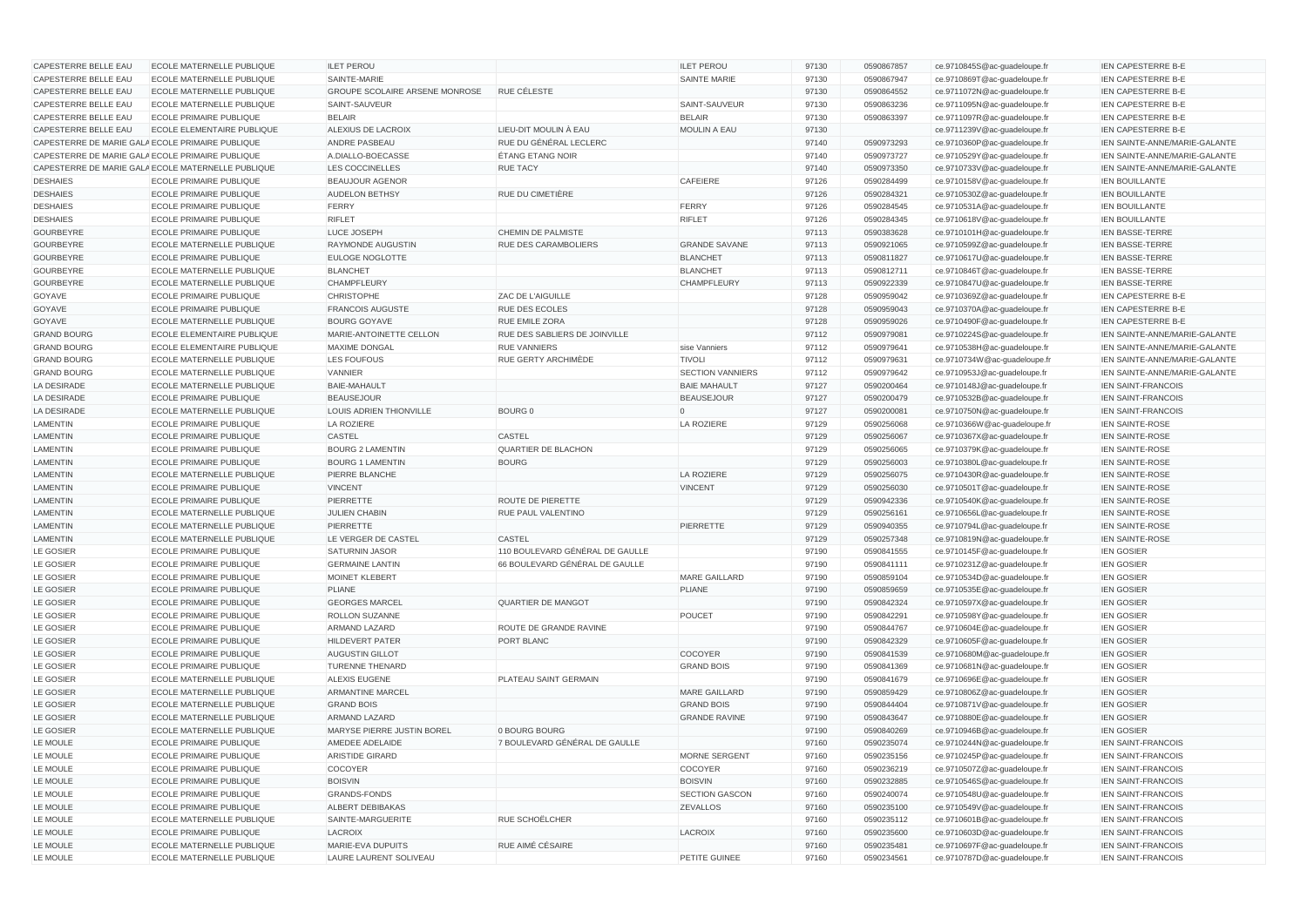| | | | | | | | | |
|---|---|---|---|---|---|---|---|---|
| CAPESTERRE BELLE EAU | ECOLE MATERNELLE PUBLIQUE | ILET PEROU | | ILET PEROU | 97130 | 0590867857 | ce.9710845S@ac-guadeloupe.fr | IEN CAPESTERRE B-E |
| CAPESTERRE BELLE EAU | ECOLE MATERNELLE PUBLIQUE | SAINTE-MARIE | | SAINTE MARIE | 97130 | 0590867947 | ce.9710869T@ac-guadeloupe.fr | IEN CAPESTERRE B-E |
| CAPESTERRE BELLE EAU | ECOLE MATERNELLE PUBLIQUE | GROUPE SCOLAIRE ARSENE MONROSE | RUE CÉLESTE | | 97130 | 0590864552 | ce.9711072N@ac-guadeloupe.fr | IEN CAPESTERRE B-E |
| CAPESTERRE BELLE EAU | ECOLE MATERNELLE PUBLIQUE | SAINT-SAUVEUR | | SAINT-SAUVEUR | 97130 | 0590863236 | ce.9711095N@ac-guadeloupe.fr | IEN CAPESTERRE B-E |
| CAPESTERRE BELLE EAU | ECOLE PRIMAIRE PUBLIQUE | BELAIR | | BELAIR | 97130 | 0590863397 | ce.9711097R@ac-guadeloupe.fr | IEN CAPESTERRE B-E |
| CAPESTERRE BELLE EAU | ECOLE ELEMENTAIRE PUBLIQUE | ALEXIUS DE LACROIX | LIEU-DIT MOULIN À EAU | MOULIN A EAU | 97130 | | ce.9711239V@ac-guadeloupe.fr | IEN CAPESTERRE B-E |
| CAPESTERRE DE MARIE GALA | ECOLE PRIMAIRE PUBLIQUE | ANDRE PASBEAU | RUE DU GÉNÉRAL LECLERC | | 97140 | 0590973293 | ce.9710360P@ac-guadeloupe.fr | IEN SAINTE-ANNE/MARIE-GALANTE |
| CAPESTERRE DE MARIE GALA | ECOLE PRIMAIRE PUBLIQUE | A.DIALLO-BOECASSE | ÉTANG ETANG NOIR | | 97140 | 0590973727 | ce.9710529Y@ac-guadeloupe.fr | IEN SAINTE-ANNE/MARIE-GALANTE |
| CAPESTERRE DE MARIE GALA | ECOLE MATERNELLE PUBLIQUE | LES COCCINELLES | RUE TACY | | 97140 | 0590973350 | ce.9710733V@ac-guadeloupe.fr | IEN SAINTE-ANNE/MARIE-GALANTE |
| DESHAIES | ECOLE PRIMAIRE PUBLIQUE | BEAUJOUR AGENOR | | CAFEIERE | 97126 | 0590284499 | ce.9710158V@ac-guadeloupe.fr | IEN BOUILLANTE |
| DESHAIES | ECOLE PRIMAIRE PUBLIQUE | AUDELON BETHSY | RUE DU CIMETIÈRE | | 97126 | 0590284321 | ce.9710530Z@ac-guadeloupe.fr | IEN BOUILLANTE |
| DESHAIES | ECOLE PRIMAIRE PUBLIQUE | FERRY | | FERRY | 97126 | 0590284545 | ce.9710531A@ac-guadeloupe.fr | IEN BOUILLANTE |
| DESHAIES | ECOLE PRIMAIRE PUBLIQUE | RIFLET | | RIFLET | 97126 | 0590284345 | ce.9710618V@ac-guadeloupe.fr | IEN BOUILLANTE |
| GOURBEYRE | ECOLE PRIMAIRE PUBLIQUE | LUCE JOSEPH | CHEMIN DE PALMISTE | | 97113 | 0590383628 | ce.9710101H@ac-guadeloupe.fr | IEN BASSE-TERRE |
| GOURBEYRE | ECOLE MATERNELLE PUBLIQUE | RAYMONDE AUGUSTIN | RUE DES CARAMBOLIERS | GRANDE SAVANE | 97113 | 0590921065 | ce.9710599Z@ac-guadeloupe.fr | IEN BASSE-TERRE |
| GOURBEYRE | ECOLE PRIMAIRE PUBLIQUE | EULOGE NOGLOTTE | | BLANCHET | 97113 | 0590811827 | ce.9710617U@ac-guadeloupe.fr | IEN BASSE-TERRE |
| GOURBEYRE | ECOLE MATERNELLE PUBLIQUE | BLANCHET | | BLANCHET | 97113 | 0590812711 | ce.9710846T@ac-guadeloupe.fr | IEN BASSE-TERRE |
| GOURBEYRE | ECOLE MATERNELLE PUBLIQUE | CHAMPFLEURY | | CHAMPFLEURY | 97113 | 0590922339 | ce.9710847U@ac-guadeloupe.fr | IEN BASSE-TERRE |
| GOYAVE | ECOLE PRIMAIRE PUBLIQUE | CHRISTOPHE | ZAC DE L'AIGUILLE | | 97128 | 0590959042 | ce.9710369Z@ac-guadeloupe.fr | IEN CAPESTERRE B-E |
| GOYAVE | ECOLE PRIMAIRE PUBLIQUE | FRANCOIS AUGUSTE | RUE DES ECOLES | | 97128 | 0590959043 | ce.9710370A@ac-guadeloupe.fr | IEN CAPESTERRE B-E |
| GOYAVE | ECOLE MATERNELLE PUBLIQUE | BOURG GOYAVE | RUE EMILE ZORA | | 97128 | 0590959026 | ce.9710490F@ac-guadeloupe.fr | IEN CAPESTERRE B-E |
| GRAND BOURG | ECOLE ELEMENTAIRE PUBLIQUE | MARIE-ANTOINETTE CELLON | RUE DES SABLIERS DE JOINVILLE | | 97112 | 0590979081 | ce.9710224S@ac-guadeloupe.fr | IEN SAINTE-ANNE/MARIE-GALANTE |
| GRAND BOURG | ECOLE ELEMENTAIRE PUBLIQUE | MAXIME DONGAL | RUE VANNIERS | sise Vanniers | 97112 | 0590979641 | ce.9710538H@ac-guadeloupe.fr | IEN SAINTE-ANNE/MARIE-GALANTE |
| GRAND BOURG | ECOLE MATERNELLE PUBLIQUE | LES FOUFOUS | RUE GERTY ARCHIMÈDE | TIVOLI | 97112 | 0590979631 | ce.9710734W@ac-guadeloupe.fr | IEN SAINTE-ANNE/MARIE-GALANTE |
| GRAND BOURG | ECOLE MATERNELLE PUBLIQUE | VANNIER | | SECTION VANNIERS | 97112 | 0590979642 | ce.9710953J@ac-guadeloupe.fr | IEN SAINTE-ANNE/MARIE-GALANTE |
| LA DESIRADE | ECOLE MATERNELLE PUBLIQUE | BAIE-MAHAULT | | BAIE MAHAULT | 97127 | 0590200464 | ce.9710148J@ac-guadeloupe.fr | IEN SAINT-FRANCOIS |
| LA DESIRADE | ECOLE PRIMAIRE PUBLIQUE | BEAUSEJOUR | | BEAUSEJOUR | 97127 | 0590200479 | ce.9710532B@ac-guadeloupe.fr | IEN SAINT-FRANCOIS |
| LA DESIRADE | ECOLE MATERNELLE PUBLIQUE | LOUIS ADRIEN THIONVILLE | BOURG 0 | 0 | 97127 | 0590200081 | ce.9710750N@ac-guadeloupe.fr | IEN SAINT-FRANCOIS |
| LAMENTIN | ECOLE PRIMAIRE PUBLIQUE | LA ROZIERE | | LA ROZIERE | 97129 | 0590256068 | ce.9710366W@ac-guadeloupe.fr | IEN SAINTE-ROSE |
| LAMENTIN | ECOLE PRIMAIRE PUBLIQUE | CASTEL | CASTEL | | 97129 | 0590256067 | ce.9710367X@ac-guadeloupe.fr | IEN SAINTE-ROSE |
| LAMENTIN | ECOLE PRIMAIRE PUBLIQUE | BOURG 2 LAMENTIN | QUARTIER DE BLACHON | | 97129 | 0590256065 | ce.9710379K@ac-guadeloupe.fr | IEN SAINTE-ROSE |
| LAMENTIN | ECOLE PRIMAIRE PUBLIQUE | BOURG 1 LAMENTIN | BOURG | | 97129 | 0590256003 | ce.9710380L@ac-guadeloupe.fr | IEN SAINTE-ROSE |
| LAMENTIN | ECOLE MATERNELLE PUBLIQUE | PIERRE BLANCHE | | LA ROZIERE | 97129 | 0590256075 | ce.9710430R@ac-guadeloupe.fr | IEN SAINTE-ROSE |
| LAMENTIN | ECOLE PRIMAIRE PUBLIQUE | VINCENT | | VINCENT | 97129 | 0590256030 | ce.9710501T@ac-guadeloupe.fr | IEN SAINTE-ROSE |
| LAMENTIN | ECOLE PRIMAIRE PUBLIQUE | PIERRETTE | ROUTE DE PIERRETTE | | 97129 | 0590942336 | ce.9710540K@ac-guadeloupe.fr | IEN SAINTE-ROSE |
| LAMENTIN | ECOLE MATERNELLE PUBLIQUE | JULIEN CHABIN | RUE PAUL VALENTINO | | 97129 | 0590256161 | ce.9710656L@ac-guadeloupe.fr | IEN SAINTE-ROSE |
| LAMENTIN | ECOLE MATERNELLE PUBLIQUE | PIERRETTE | | PIERRETTE | 97129 | 0590940355 | ce.9710794L@ac-guadeloupe.fr | IEN SAINTE-ROSE |
| LAMENTIN | ECOLE MATERNELLE PUBLIQUE | LE VERGER DE CASTEL | CASTEL | | 97129 | 0590257348 | ce.9710819N@ac-guadeloupe.fr | IEN SAINTE-ROSE |
| LE GOSIER | ECOLE PRIMAIRE PUBLIQUE | SATURNIN JASOR | 110 BOULEVARD GÉNÉRAL DE GAULLE | | 97190 | 0590841555 | ce.9710145F@ac-guadeloupe.fr | IEN GOSIER |
| LE GOSIER | ECOLE PRIMAIRE PUBLIQUE | GERMAINE LANTIN | 66 BOULEVARD GÉNÉRAL DE GAULLE | | 97190 | 0590841111 | ce.9710231Z@ac-guadeloupe.fr | IEN GOSIER |
| LE GOSIER | ECOLE PRIMAIRE PUBLIQUE | MOINET KLEBERT | | MARE GAILLARD | 97190 | 0590859104 | ce.9710534D@ac-guadeloupe.fr | IEN GOSIER |
| LE GOSIER | ECOLE PRIMAIRE PUBLIQUE | PLIANE | | PLIANE | 97190 | 0590859659 | ce.9710535E@ac-guadeloupe.fr | IEN GOSIER |
| LE GOSIER | ECOLE PRIMAIRE PUBLIQUE | GEORGES MARCEL | QUARTIER DE MANGOT | | 97190 | 0590842324 | ce.9710597X@ac-guadeloupe.fr | IEN GOSIER |
| LE GOSIER | ECOLE PRIMAIRE PUBLIQUE | ROLLON SUZANNE | | POUCET | 97190 | 0590842291 | ce.9710598Y@ac-guadeloupe.fr | IEN GOSIER |
| LE GOSIER | ECOLE PRIMAIRE PUBLIQUE | ARMAND LAZARD | ROUTE DE GRANDE RAVINE | | 97190 | 0590844767 | ce.9710604E@ac-guadeloupe.fr | IEN GOSIER |
| LE GOSIER | ECOLE PRIMAIRE PUBLIQUE | HILDEVERT PATER | PORT BLANC | | 97190 | 0590842329 | ce.9710605F@ac-guadeloupe.fr | IEN GOSIER |
| LE GOSIER | ECOLE PRIMAIRE PUBLIQUE | AUGUSTIN GILLOT | | COCOYER | 97190 | 0590841539 | ce.9710680M@ac-guadeloupe.fr | IEN GOSIER |
| LE GOSIER | ECOLE PRIMAIRE PUBLIQUE | TURENNE THENARD | | GRAND BOIS | 97190 | 0590841369 | ce.9710681N@ac-guadeloupe.fr | IEN GOSIER |
| LE GOSIER | ECOLE MATERNELLE PUBLIQUE | ALEXIS EUGENE | PLATEAU SAINT GERMAIN | | 97190 | 0590841679 | ce.9710696E@ac-guadeloupe.fr | IEN GOSIER |
| LE GOSIER | ECOLE MATERNELLE PUBLIQUE | ARMANTINE MARCEL | | MARE GAILLARD | 97190 | 0590859229 | ce.9710806Z@ac-guadeloupe.fr | IEN GOSIER |
| LE GOSIER | ECOLE MATERNELLE PUBLIQUE | GRAND BOIS | | GRAND BOIS | 97190 | 0590844404 | ce.9710871V@ac-guadeloupe.fr | IEN GOSIER |
| LE GOSIER | ECOLE MATERNELLE PUBLIQUE | ARMAND LAZARD | | GRANDE RAVINE | 97190 | 0590843647 | ce.9710880E@ac-guadeloupe.fr | IEN GOSIER |
| LE GOSIER | ECOLE MATERNELLE PUBLIQUE | MARYSE PIERRE JUSTIN BOREL | 0 BOURG BOURG | | 97190 | 0590840269 | ce.9710946B@ac-guadeloupe.fr | IEN GOSIER |
| LE MOULE | ECOLE PRIMAIRE PUBLIQUE | AMEDEE ADELAIDE | 7 BOULEVARD GÉNÉRAL DE GAULLE | | 97160 | 0590235074 | ce.9710244N@ac-guadeloupe.fr | IEN SAINT-FRANCOIS |
| LE MOULE | ECOLE PRIMAIRE PUBLIQUE | ARISTIDE GIRARD | | MORNE SERGENT | 97160 | 0590235156 | ce.9710245P@ac-guadeloupe.fr | IEN SAINT-FRANCOIS |
| LE MOULE | ECOLE PRIMAIRE PUBLIQUE | COCOYER | | COCOYER | 97160 | 0590236219 | ce.9710507Z@ac-guadeloupe.fr | IEN SAINT-FRANCOIS |
| LE MOULE | ECOLE PRIMAIRE PUBLIQUE | BOISVIN | | BOISVIN | 97160 | 0590232885 | ce.9710546S@ac-guadeloupe.fr | IEN SAINT-FRANCOIS |
| LE MOULE | ECOLE PRIMAIRE PUBLIQUE | GRANDS-FONDS | | SECTION GASCON | 97160 | 0590240074 | ce.9710548U@ac-guadeloupe.fr | IEN SAINT-FRANCOIS |
| LE MOULE | ECOLE PRIMAIRE PUBLIQUE | ALBERT DEBIBAKAS | | ZEVALLOS | 97160 | 0590235100 | ce.9710549V@ac-guadeloupe.fr | IEN SAINT-FRANCOIS |
| LE MOULE | ECOLE MATERNELLE PUBLIQUE | SAINTE-MARGUERITE | RUE SCHOËLCHER | | 97160 | 0590235112 | ce.9710601B@ac-guadeloupe.fr | IEN SAINT-FRANCOIS |
| LE MOULE | ECOLE PRIMAIRE PUBLIQUE | LACROIX | | LACROIX | 97160 | 0590235600 | ce.9710603D@ac-guadeloupe.fr | IEN SAINT-FRANCOIS |
| LE MOULE | ECOLE MATERNELLE PUBLIQUE | MARIE-EVA DUPUITS | RUE AIMÉ CÉSAIRE | | 97160 | 0590235481 | ce.9710697F@ac-guadeloupe.fr | IEN SAINT-FRANCOIS |
| LE MOULE | ECOLE MATERNELLE PUBLIQUE | LAURE LAURENT SOLIVEAU | | PETITE GUINEE | 97160 | 0590234561 | ce.9710787D@ac-guadeloupe.fr | IEN SAINT-FRANCOIS |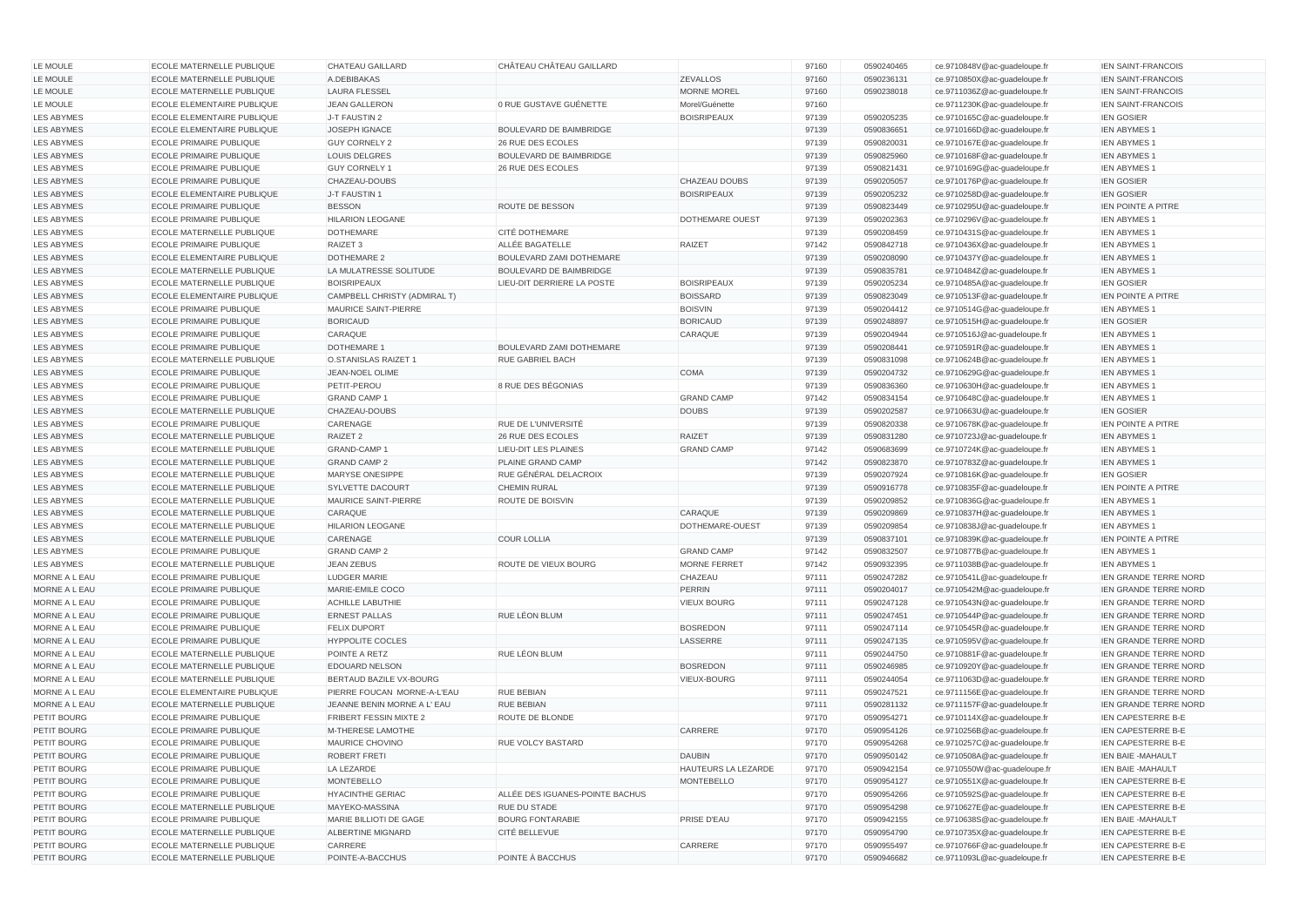| | | | | | | | | |
|---|---|---|---|---|---|---|---|---|
| LE MOULE | ECOLE MATERNELLE PUBLIQUE | CHATEAU GAILLARD | CHÂTEAU CHÂTEAU GAILLARD | | 97160 | 0590240465 | ce.9710848V@ac-guadeloupe.fr | IEN SAINT-FRANCOIS |
| LE MOULE | ECOLE MATERNELLE PUBLIQUE | A.DEBIBAKAS | | ZEVALLOS | 97160 | 0590236131 | ce.9710850X@ac-guadeloupe.fr | IEN SAINT-FRANCOIS |
| LE MOULE | ECOLE MATERNELLE PUBLIQUE | LAURA FLESSEL | | MORNE MOREL | 97160 | 0590238018 | ce.9711036Z@ac-guadeloupe.fr | IEN SAINT-FRANCOIS |
| LE MOULE | ECOLE ELEMENTAIRE PUBLIQUE | JEAN GALLERON | 0 RUE GUSTAVE GUÉNETTE | Morel/Guénette | 97160 | | ce.9711230K@ac-guadeloupe.fr | IEN SAINT-FRANCOIS |
| LES ABYMES | ECOLE ELEMENTAIRE PUBLIQUE | J-T FAUSTIN 2 | | BOISRIPEAUX | 97139 | 0590205235 | ce.9710165C@ac-guadeloupe.fr | IEN GOSIER |
| LES ABYMES | ECOLE ELEMENTAIRE PUBLIQUE | JOSEPH IGNACE | BOULEVARD DE BAIMBRIDGE | | 97139 | 0590836651 | ce.9710166D@ac-guadeloupe.fr | IEN ABYMES 1 |
| LES ABYMES | ECOLE PRIMAIRE PUBLIQUE | GUY CORNELY 2 | 26 RUE DES ECOLES | | 97139 | 0590820031 | ce.9710167E@ac-guadeloupe.fr | IEN ABYMES 1 |
| LES ABYMES | ECOLE PRIMAIRE PUBLIQUE | LOUIS DELGRES | BOULEVARD DE BAIMBRIDGE | | 97139 | 0590825960 | ce.9710168F@ac-guadeloupe.fr | IEN ABYMES 1 |
| LES ABYMES | ECOLE PRIMAIRE PUBLIQUE | GUY CORNELY 1 | 26 RUE DES ECOLES | | 97139 | 0590821431 | ce.9710169G@ac-guadeloupe.fr | IEN ABYMES 1 |
| LES ABYMES | ECOLE PRIMAIRE PUBLIQUE | CHAZEAU-DOUBS | | CHAZEAU DOUBS | 97139 | 0590205057 | ce.9710176P@ac-guadeloupe.fr | IEN GOSIER |
| LES ABYMES | ECOLE ELEMENTAIRE PUBLIQUE | J-T FAUSTIN 1 | | BOISRIPEAUX | 97139 | 0590205232 | ce.9710258D@ac-guadeloupe.fr | IEN GOSIER |
| LES ABYMES | ECOLE PRIMAIRE PUBLIQUE | BESSON | ROUTE DE BESSON | | 97139 | 0590823449 | ce.9710295U@ac-guadeloupe.fr | IEN POINTE A PITRE |
| LES ABYMES | ECOLE PRIMAIRE PUBLIQUE | HILARION LEOGANE | | DOTHEMARE OUEST | 97139 | 0590202363 | ce.9710296V@ac-guadeloupe.fr | IEN ABYMES 1 |
| LES ABYMES | ECOLE MATERNELLE PUBLIQUE | DOTHEMARE | CITÉ DOTHEMARE | | 97139 | 0590208459 | ce.9710431S@ac-guadeloupe.fr | IEN ABYMES 1 |
| LES ABYMES | ECOLE PRIMAIRE PUBLIQUE | RAIZET 3 | ALLÉE BAGATELLE | RAIZET | 97142 | 0590842718 | ce.9710436X@ac-guadeloupe.fr | IEN ABYMES 1 |
| LES ABYMES | ECOLE ELEMENTAIRE PUBLIQUE | DOTHEMARE 2 | BOULEVARD ZAMI DOTHEMARE | | 97139 | 0590208090 | ce.9710437Y@ac-guadeloupe.fr | IEN ABYMES 1 |
| LES ABYMES | ECOLE MATERNELLE PUBLIQUE | LA MULATRESSE SOLITUDE | BOULEVARD DE BAIMBRIDGE | | 97139 | 0590835781 | ce.9710484Z@ac-guadeloupe.fr | IEN ABYMES 1 |
| LES ABYMES | ECOLE MATERNELLE PUBLIQUE | BOISRIPEAUX | LIEU-DIT DERRIERE LA POSTE | BOISRIPEAUX | 97139 | 0590205234 | ce.9710485A@ac-guadeloupe.fr | IEN GOSIER |
| LES ABYMES | ECOLE ELEMENTAIRE PUBLIQUE | CAMPBELL CHRISTY (ADMIRAL T) | | BOISSARD | 97139 | 0590823049 | ce.9710513F@ac-guadeloupe.fr | IEN POINTE A PITRE |
| LES ABYMES | ECOLE PRIMAIRE PUBLIQUE | MAURICE SAINT-PIERRE | | BOISVIN | 97139 | 0590204412 | ce.9710514G@ac-guadeloupe.fr | IEN ABYMES 1 |
| LES ABYMES | ECOLE PRIMAIRE PUBLIQUE | BORICAUD | | BORICAUD | 97139 | 0590248897 | ce.9710515H@ac-guadeloupe.fr | IEN GOSIER |
| LES ABYMES | ECOLE PRIMAIRE PUBLIQUE | CARAQUE | | CARAQUE | 97139 | 0590204944 | ce.9710516J@ac-guadeloupe.fr | IEN ABYMES 1 |
| LES ABYMES | ECOLE PRIMAIRE PUBLIQUE | DOTHEMARE 1 | BOULEVARD ZAMI DOTHEMARE | | 97139 | 0590208441 | ce.9710591R@ac-guadeloupe.fr | IEN ABYMES 1 |
| LES ABYMES | ECOLE MATERNELLE PUBLIQUE | O.STANISLAS RAIZET 1 | RUE GABRIEL BACH | | 97139 | 0590831098 | ce.9710624B@ac-guadeloupe.fr | IEN ABYMES 1 |
| LES ABYMES | ECOLE PRIMAIRE PUBLIQUE | JEAN-NOEL OLIME | | COMA | 97139 | 0590204732 | ce.9710629G@ac-guadeloupe.fr | IEN ABYMES 1 |
| LES ABYMES | ECOLE PRIMAIRE PUBLIQUE | PETIT-PEROU | 8 RUE DES BÉGONIAS | | 97139 | 0590836360 | ce.9710630H@ac-guadeloupe.fr | IEN ABYMES 1 |
| LES ABYMES | ECOLE PRIMAIRE PUBLIQUE | GRAND CAMP 1 | | GRAND CAMP | 97142 | 0590834154 | ce.9710648C@ac-guadeloupe.fr | IEN ABYMES 1 |
| LES ABYMES | ECOLE MATERNELLE PUBLIQUE | CHAZEAU-DOUBS | | DOUBS | 97139 | 0590202587 | ce.9710663U@ac-guadeloupe.fr | IEN GOSIER |
| LES ABYMES | ECOLE PRIMAIRE PUBLIQUE | CARENAGE | RUE DE L'UNIVERSITÉ | | 97139 | 0590820338 | ce.9710678K@ac-guadeloupe.fr | IEN POINTE A PITRE |
| LES ABYMES | ECOLE MATERNELLE PUBLIQUE | RAIZET 2 | 26 RUE DES ECOLES | RAIZET | 97139 | 0590831280 | ce.9710723J@ac-guadeloupe.fr | IEN ABYMES 1 |
| LES ABYMES | ECOLE MATERNELLE PUBLIQUE | GRAND-CAMP 1 | LIEU-DIT LES PLAINES | GRAND CAMP | 97142 | 0590683699 | ce.9710724K@ac-guadeloupe.fr | IEN ABYMES 1 |
| LES ABYMES | ECOLE MATERNELLE PUBLIQUE | GRAND CAMP 2 | PLAINE GRAND CAMP | | 97142 | 0590823870 | ce.9710783Z@ac-guadeloupe.fr | IEN ABYMES 1 |
| LES ABYMES | ECOLE MATERNELLE PUBLIQUE | MARYSE ONESIPPE | RUE GÉNÉRAL DELACROIX | | 97139 | 0590207924 | ce.9710816K@ac-guadeloupe.fr | IEN GOSIER |
| LES ABYMES | ECOLE MATERNELLE PUBLIQUE | SYLVETTE DACOURT | CHEMIN RURAL | | 97139 | 0590916778 | ce.9710835F@ac-guadeloupe.fr | IEN POINTE A PITRE |
| LES ABYMES | ECOLE MATERNELLE PUBLIQUE | MAURICE SAINT-PIERRE | ROUTE DE BOISVIN | | 97139 | 0590209852 | ce.9710836G@ac-guadeloupe.fr | IEN ABYMES 1 |
| LES ABYMES | ECOLE MATERNELLE PUBLIQUE | CARAQUE | | CARAQUE | 97139 | 0590209869 | ce.9710837H@ac-guadeloupe.fr | IEN ABYMES 1 |
| LES ABYMES | ECOLE MATERNELLE PUBLIQUE | HILARION LEOGANE | | DOTHEMARE-OUEST | 97139 | 0590209854 | ce.9710838J@ac-guadeloupe.fr | IEN ABYMES 1 |
| LES ABYMES | ECOLE MATERNELLE PUBLIQUE | CARENAGE | COUR LOLLIA | | 97139 | 0590837101 | ce.9710839K@ac-guadeloupe.fr | IEN POINTE A PITRE |
| LES ABYMES | ECOLE PRIMAIRE PUBLIQUE | GRAND CAMP 2 | | GRAND CAMP | 97142 | 0590832507 | ce.9710877B@ac-guadeloupe.fr | IEN ABYMES 1 |
| LES ABYMES | ECOLE MATERNELLE PUBLIQUE | JEAN ZEBUS | ROUTE DE VIEUX BOURG | MORNE FERRET | 97142 | 0590932395 | ce.9711038B@ac-guadeloupe.fr | IEN ABYMES 1 |
| MORNE A L EAU | ECOLE PRIMAIRE PUBLIQUE | LUDGER MARIE | | CHAZEAU | 97111 | 0590247282 | ce.9710541L@ac-guadeloupe.fr | IEN GRANDE TERRE NORD |
| MORNE A L EAU | ECOLE PRIMAIRE PUBLIQUE | MARIE-EMILE COCO | | PERRIN | 97111 | 0590204017 | ce.9710542M@ac-guadeloupe.fr | IEN GRANDE TERRE NORD |
| MORNE A L EAU | ECOLE PRIMAIRE PUBLIQUE | ACHILLE LABUTHIE | | VIEUX BOURG | 97111 | 0590247128 | ce.9710543N@ac-guadeloupe.fr | IEN GRANDE TERRE NORD |
| MORNE A L EAU | ECOLE PRIMAIRE PUBLIQUE | ERNEST PALLAS | RUE LÉON BLUM | | 97111 | 0590247451 | ce.9710544P@ac-guadeloupe.fr | IEN GRANDE TERRE NORD |
| MORNE A L EAU | ECOLE PRIMAIRE PUBLIQUE | FELIX DUPORT | | BOSREDON | 97111 | 0590247114 | ce.9710545R@ac-guadeloupe.fr | IEN GRANDE TERRE NORD |
| MORNE A L EAU | ECOLE PRIMAIRE PUBLIQUE | HYPPOLITE COCLES | | LASSERRE | 97111 | 0590247135 | ce.9710595V@ac-guadeloupe.fr | IEN GRANDE TERRE NORD |
| MORNE A L EAU | ECOLE MATERNELLE PUBLIQUE | POINTE A RETZ | RUE LÉON BLUM | | 97111 | 0590244750 | ce.9710881F@ac-guadeloupe.fr | IEN GRANDE TERRE NORD |
| MORNE A L EAU | ECOLE MATERNELLE PUBLIQUE | EDOUARD NELSON | | BOSREDON | 97111 | 0590246985 | ce.9710920Y@ac-guadeloupe.fr | IEN GRANDE TERRE NORD |
| MORNE A L EAU | ECOLE MATERNELLE PUBLIQUE | BERTAUD BAZILE VX-BOURG | | VIEUX-BOURG | 97111 | 0590244054 | ce.9711063D@ac-guadeloupe.fr | IEN GRANDE TERRE NORD |
| MORNE A L EAU | ECOLE ELEMENTAIRE PUBLIQUE | PIERRE FOUCAN MORNE-A-L'EAU | RUE BEBIAN | | 97111 | 0590247521 | ce.9711156E@ac-guadeloupe.fr | IEN GRANDE TERRE NORD |
| MORNE A L EAU | ECOLE MATERNELLE PUBLIQUE | JEANNE BENIN MORNE A L' EAU | RUE BEBIAN | | 97111 | 0590281132 | ce.9711157F@ac-guadeloupe.fr | IEN GRANDE TERRE NORD |
| PETIT BOURG | ECOLE PRIMAIRE PUBLIQUE | FRIBERT FESSIN MIXTE 2 | ROUTE DE BLONDE | | 97170 | 0590954271 | ce.9710114X@ac-guadeloupe.fr | IEN CAPESTERRE B-E |
| PETIT BOURG | ECOLE PRIMAIRE PUBLIQUE | M-THERESE LAMOTHE | | CARRERE | 97170 | 0590954126 | ce.9710256B@ac-guadeloupe.fr | IEN CAPESTERRE B-E |
| PETIT BOURG | ECOLE PRIMAIRE PUBLIQUE | MAURICE CHOVINO | RUE VOLCY BASTARD | | 97170 | 0590954268 | ce.9710257C@ac-guadeloupe.fr | IEN CAPESTERRE B-E |
| PETIT BOURG | ECOLE PRIMAIRE PUBLIQUE | ROBERT FRETI | | DAUBIN | 97170 | 0590950142 | ce.9710508A@ac-guadeloupe.fr | IEN BAIE -MAHAULT |
| PETIT BOURG | ECOLE PRIMAIRE PUBLIQUE | LA LEZARDE | | HAUTEURS LA LEZARDE | 97170 | 0590942154 | ce.9710550W@ac-guadeloupe.fr | IEN BAIE -MAHAULT |
| PETIT BOURG | ECOLE PRIMAIRE PUBLIQUE | MONTEBELLO | | MONTEBELLO | 97170 | 0590954127 | ce.9710551X@ac-guadeloupe.fr | IEN CAPESTERRE B-E |
| PETIT BOURG | ECOLE PRIMAIRE PUBLIQUE | HYACINTHE GERIAC | ALLÉE DES IGUANES-POINTE BACHUS | | 97170 | 0590954266 | ce.9710592S@ac-guadeloupe.fr | IEN CAPESTERRE B-E |
| PETIT BOURG | ECOLE MATERNELLE PUBLIQUE | MAYEKO-MASSINA | RUE DU STADE | | 97170 | 0590954298 | ce.9710627E@ac-guadeloupe.fr | IEN CAPESTERRE B-E |
| PETIT BOURG | ECOLE PRIMAIRE PUBLIQUE | MARIE BILLIOTI DE GAGE | BOURG FONTARABIE | PRISE D'EAU | 97170 | 0590942155 | ce.9710638S@ac-guadeloupe.fr | IEN BAIE -MAHAULT |
| PETIT BOURG | ECOLE MATERNELLE PUBLIQUE | ALBERTINE MIGNARD | CITÉ BELLEVUE | | 97170 | 0590954790 | ce.9710735X@ac-guadeloupe.fr | IEN CAPESTERRE B-E |
| PETIT BOURG | ECOLE MATERNELLE PUBLIQUE | CARRERE | | CARRERE | 97170 | 0590955497 | ce.9710766F@ac-guadeloupe.fr | IEN CAPESTERRE B-E |
| PETIT BOURG | ECOLE MATERNELLE PUBLIQUE | POINTE-A-BACCHUS | POINTE À BACCHUS | | 97170 | 0590946682 | ce.9711093L@ac-guadeloupe.fr | IEN CAPESTERRE B-E |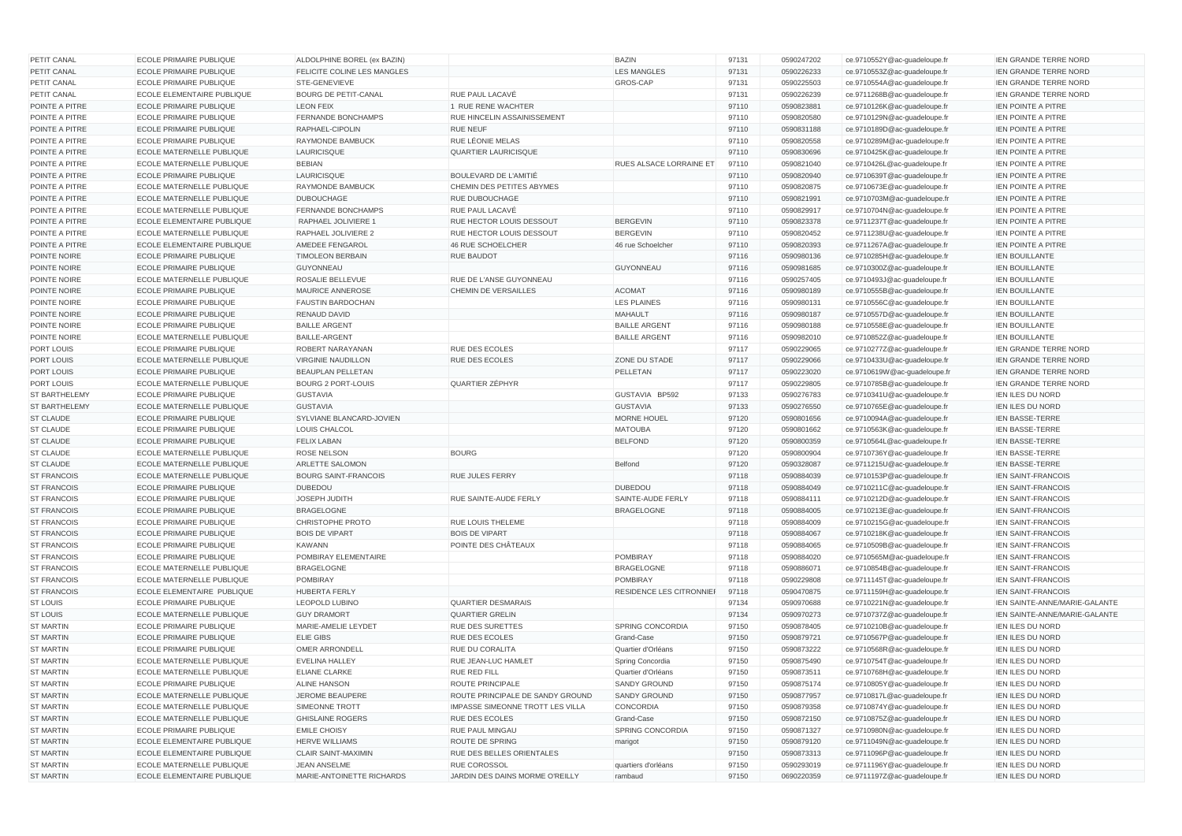| | | | | | | | | |
|---|---|---|---|---|---|---|---|---|
| PETIT CANAL | ECOLE PRIMAIRE PUBLIQUE | ALDOLPHINE BOREL (ex BAZIN) | | BAZIN | 97131 | 0590247202 | ce.9710552Y@ac-guadeloupe.fr | IEN GRANDE TERRE NORD |
| PETIT CANAL | ECOLE PRIMAIRE PUBLIQUE | FELICITE COLINE LES MANGLES | | LES MANGLES | 97131 | 0590226233 | ce.9710553Z@ac-guadeloupe.fr | IEN GRANDE TERRE NORD |
| PETIT CANAL | ECOLE PRIMAIRE PUBLIQUE | STE-GENEVIEVE | | GROS-CAP | 97131 | 0590225503 | ce.9710554A@ac-guadeloupe.fr | IEN GRANDE TERRE NORD |
| PETIT CANAL | ECOLE ELEMENTAIRE PUBLIQUE | BOURG DE PETIT-CANAL | RUE PAUL LACAVÉ | | 97131 | 0590226239 | ce.9711268B@ac-guadeloupe.fr | IEN GRANDE TERRE NORD |
| POINTE A PITRE | ECOLE PRIMAIRE PUBLIQUE | LEON FEIX | 1 RUE RENE WACHTER | | 97110 | 0590823881 | ce.9710126K@ac-guadeloupe.fr | IEN POINTE A PITRE |
| POINTE A PITRE | ECOLE PRIMAIRE PUBLIQUE | FERNANDE BONCHAMPS | RUE HINCELIN ASSAINISSEMENT | | 97110 | 0590820580 | ce.9710129N@ac-guadeloupe.fr | IEN POINTE A PITRE |
| POINTE A PITRE | ECOLE PRIMAIRE PUBLIQUE | RAPHAEL-CIPOLIN | RUE NEUF | | 97110 | 0590831188 | ce.9710189D@ac-guadeloupe.fr | IEN POINTE A PITRE |
| POINTE A PITRE | ECOLE PRIMAIRE PUBLIQUE | RAYMONDE BAMBUCK | RUE LÉONIE MELAS | | 97110 | 0590820558 | ce.9710289M@ac-guadeloupe.fr | IEN POINTE A PITRE |
| POINTE A PITRE | ECOLE MATERNELLE PUBLIQUE | LAURICISQUE | QUARTIER LAURICISQUE | | 97110 | 0590830696 | ce.9710425K@ac-guadeloupe.fr | IEN POINTE A PITRE |
| POINTE A PITRE | ECOLE MATERNELLE PUBLIQUE | BEBIAN | | RUES ALSACE LORRAINE ET | 97110 | 0590821040 | ce.9710426L@ac-guadeloupe.fr | IEN POINTE A PITRE |
| POINTE A PITRE | ECOLE PRIMAIRE PUBLIQUE | LAURICISQUE | BOULEVARD DE L'AMITIÉ | | 97110 | 0590820940 | ce.9710639T@ac-guadeloupe.fr | IEN POINTE A PITRE |
| POINTE A PITRE | ECOLE MATERNELLE PUBLIQUE | RAYMONDE BAMBUCK | CHEMIN DES PETITES ABYMES | | 97110 | 0590820875 | ce.9710673E@ac-guadeloupe.fr | IEN POINTE A PITRE |
| POINTE A PITRE | ECOLE MATERNELLE PUBLIQUE | DUBOUCHAGE | RUE DUBOUCHAGE | | 97110 | 0590821991 | ce.9710703M@ac-guadeloupe.fr | IEN POINTE A PITRE |
| POINTE A PITRE | ECOLE MATERNELLE PUBLIQUE | FERNANDE BONCHAMPS | RUE PAUL LACAVÉ | | 97110 | 0590829917 | ce.9710704N@ac-guadeloupe.fr | IEN POINTE A PITRE |
| POINTE A PITRE | ECOLE ELEMENTAIRE PUBLIQUE | RAPHAEL JOLIVIERE 1 | RUE HECTOR LOUIS DESSOUT | BERGEVIN | 97110 | 0590823378 | ce.9711237T@ac-guadeloupe.fr | IEN POINTE A PITRE |
| POINTE A PITRE | ECOLE MATERNELLE PUBLIQUE | RAPHAEL JOLIVIERE 2 | RUE HECTOR LOUIS DESSOUT | BERGEVIN | 97110 | 0590820452 | ce.9711238U@ac-guadeloupe.fr | IEN POINTE A PITRE |
| POINTE A PITRE | ECOLE ELEMENTAIRE PUBLIQUE | AMEDEE FENGAROL | 46 RUE SCHOELCHER | 46 rue Schoelcher | 97110 | 0590820393 | ce.9711267A@ac-guadeloupe.fr | IEN POINTE A PITRE |
| POINTE NOIRE | ECOLE PRIMAIRE PUBLIQUE | TIMOLEON BERBAIN | RUE BAUDOT | | 97116 | 0590980136 | ce.9710285H@ac-guadeloupe.fr | IEN BOUILLANTE |
| POINTE NOIRE | ECOLE PRIMAIRE PUBLIQUE | GUYONNEAU | | GUYONNEAU | 97116 | 0590981685 | ce.9710300Z@ac-guadeloupe.fr | IEN BOUILLANTE |
| POINTE NOIRE | ECOLE MATERNELLE PUBLIQUE | ROSALIE BELLEVUE | RUE DE L'ANSE GUYONNEAU | | 97116 | 0590257405 | ce.9710493J@ac-guadeloupe.fr | IEN BOUILLANTE |
| POINTE NOIRE | ECOLE PRIMAIRE PUBLIQUE | MAURICE ANNEROSE | CHEMIN DE VERSAILLES | ACOMAT | 97116 | 0590980189 | ce.9710555B@ac-guadeloupe.fr | IEN BOUILLANTE |
| POINTE NOIRE | ECOLE PRIMAIRE PUBLIQUE | FAUSTIN BARDOCHAN | | LES PLAINES | 97116 | 0590980131 | ce.9710556C@ac-guadeloupe.fr | IEN BOUILLANTE |
| POINTE NOIRE | ECOLE PRIMAIRE PUBLIQUE | RENAUD DAVID | | MAHAULT | 97116 | 0590980187 | ce.9710557D@ac-guadeloupe.fr | IEN BOUILLANTE |
| POINTE NOIRE | ECOLE PRIMAIRE PUBLIQUE | BAILLE ARGENT | | BAILLE ARGENT | 97116 | 0590980188 | ce.9710558E@ac-guadeloupe.fr | IEN BOUILLANTE |
| POINTE NOIRE | ECOLE MATERNELLE PUBLIQUE | BAILLE-ARGENT | | BAILLE ARGENT | 97116 | 0590982010 | ce.9710852Z@ac-guadeloupe.fr | IEN BOUILLANTE |
| PORT LOUIS | ECOLE PRIMAIRE PUBLIQUE | ROBERT NARAYANAN | RUE DES ECOLES | | 97117 | 0590229065 | ce.9710277Z@ac-guadeloupe.fr | IEN GRANDE TERRE NORD |
| PORT LOUIS | ECOLE MATERNELLE PUBLIQUE | VIRGINIE NAUDILLON | RUE DES ECOLES | ZONE DU STADE | 97117 | 0590229066 | ce.9710433U@ac-guadeloupe.fr | IEN GRANDE TERRE NORD |
| PORT LOUIS | ECOLE PRIMAIRE PUBLIQUE | BEAUPLAN PELLETAN | | PELLETAN | 97117 | 0590223020 | ce.9710619W@ac-guadeloupe.fr | IEN GRANDE TERRE NORD |
| PORT LOUIS | ECOLE MATERNELLE PUBLIQUE | BOURG 2 PORT-LOUIS | QUARTIER ZÉPHYR | | 97117 | 0590229805 | ce.9710785B@ac-guadeloupe.fr | IEN GRANDE TERRE NORD |
| ST BARTHELEMY | ECOLE PRIMAIRE PUBLIQUE | GUSTAVIA | | GUSTAVIA BP592 | 97133 | 0590276783 | ce.9710341U@ac-guadeloupe.fr | IEN ILES DU NORD |
| ST BARTHELEMY | ECOLE MATERNELLE PUBLIQUE | GUSTAVIA | | GUSTAVIA | 97133 | 0590276550 | ce.9710765E@ac-guadeloupe.fr | IEN ILES DU NORD |
| ST CLAUDE | ECOLE PRIMAIRE PUBLIQUE | SYLVIANE BLANCARD-JOVIEN | | MORNE HOUEL | 97120 | 0590801656 | ce.9710094A@ac-guadeloupe.fr | IEN BASSE-TERRE |
| ST CLAUDE | ECOLE PRIMAIRE PUBLIQUE | LOUIS CHALCOL | | MATOUBA | 97120 | 0590801662 | ce.9710563K@ac-guadeloupe.fr | IEN BASSE-TERRE |
| ST CLAUDE | ECOLE PRIMAIRE PUBLIQUE | FELIX LABAN | | BELFOND | 97120 | 0590800359 | ce.9710564L@ac-guadeloupe.fr | IEN BASSE-TERRE |
| ST CLAUDE | ECOLE MATERNELLE PUBLIQUE | ROSE NELSON | BOURG | | 97120 | 0590800904 | ce.9710736Y@ac-guadeloupe.fr | IEN BASSE-TERRE |
| ST CLAUDE | ECOLE MATERNELLE PUBLIQUE | ARLETTE SALOMON | | Belfond | 97120 | 0590328087 | ce.9711215U@ac-guadeloupe.fr | IEN BASSE-TERRE |
| ST FRANCOIS | ECOLE MATERNELLE PUBLIQUE | BOURG SAINT-FRANCOIS | RUE JULES FERRY | | 97118 | 0590884039 | ce.9710153P@ac-guadeloupe.fr | IEN SAINT-FRANCOIS |
| ST FRANCOIS | ECOLE PRIMAIRE PUBLIQUE | DUBEDOU | | DUBEDOU | 97118 | 0590884049 | ce.9710211C@ac-guadeloupe.fr | IEN SAINT-FRANCOIS |
| ST FRANCOIS | ECOLE PRIMAIRE PUBLIQUE | JOSEPH JUDITH | RUE SAINTE-AUDE FERLY | SAINTE-AUDE FERLY | 97118 | 0590884111 | ce.9710212D@ac-guadeloupe.fr | IEN SAINT-FRANCOIS |
| ST FRANCOIS | ECOLE PRIMAIRE PUBLIQUE | BRAGELOGNE | | BRAGELOGNE | 97118 | 0590884005 | ce.9710213E@ac-guadeloupe.fr | IEN SAINT-FRANCOIS |
| ST FRANCOIS | ECOLE PRIMAIRE PUBLIQUE | CHRISTOPHE PROTO | RUE LOUIS THELEME | | 97118 | 0590884009 | ce.9710215G@ac-guadeloupe.fr | IEN SAINT-FRANCOIS |
| ST FRANCOIS | ECOLE PRIMAIRE PUBLIQUE | BOIS DE VIPART | BOIS DE VIPART | | 97118 | 0590884067 | ce.9710218K@ac-guadeloupe.fr | IEN SAINT-FRANCOIS |
| ST FRANCOIS | ECOLE PRIMAIRE PUBLIQUE | KAWANN | POINTE DES CHÂTEAUX | | 97118 | 0590884065 | ce.9710509B@ac-guadeloupe.fr | IEN SAINT-FRANCOIS |
| ST FRANCOIS | ECOLE PRIMAIRE PUBLIQUE | POMBIRAY ELEMENTAIRE | | POMBIRAY | 97118 | 0590884020 | ce.9710565M@ac-guadeloupe.fr | IEN SAINT-FRANCOIS |
| ST FRANCOIS | ECOLE MATERNELLE PUBLIQUE | BRAGELOGNE | | BRAGELOGNE | 97118 | 0590886071 | ce.9710854B@ac-guadeloupe.fr | IEN SAINT-FRANCOIS |
| ST FRANCOIS | ECOLE MATERNELLE PUBLIQUE | POMBIRAY | | POMBIRAY | 97118 | 0590229808 | ce.9711145T@ac-guadeloupe.fr | IEN SAINT-FRANCOIS |
| ST FRANCOIS | ECOLE ELEMENTAIRE PUBLIQUE | HUBERTA FERLY | | RESIDENCE LES CITRONNIEI | 97118 | 0590470875 | ce.9711159H@ac-guadeloupe.fr | IEN SAINT-FRANCOIS |
| ST LOUIS | ECOLE PRIMAIRE PUBLIQUE | LEOPOLD LUBINO | QUARTIER DESMARAIS | | 97134 | 0590970688 | ce.9710221N@ac-guadeloupe.fr | IEN SAINTE-ANNE/MARIE-GALANTE |
| ST LOUIS | ECOLE MATERNELLE PUBLIQUE | GUY DRAMORT | QUARTIER GRELIN | | 97134 | 0590970273 | ce.9710737Z@ac-guadeloupe.fr | IEN SAINTE-ANNE/MARIE-GALANTE |
| ST MARTIN | ECOLE PRIMAIRE PUBLIQUE | MARIE-AMELIE LEYDET | RUE DES SURETTES | SPRING CONCORDIA | 97150 | 0590878405 | ce.9710210B@ac-guadeloupe.fr | IEN ILES DU NORD |
| ST MARTIN | ECOLE PRIMAIRE PUBLIQUE | ELIE GIBS | RUE DES ECOLES | Grand-Case | 97150 | 0590879721 | ce.9710567P@ac-guadeloupe.fr | IEN ILES DU NORD |
| ST MARTIN | ECOLE PRIMAIRE PUBLIQUE | OMER ARRONDELL | RUE DU CORALITA | Quartier d'Orléans | 97150 | 0590873222 | ce.9710568R@ac-guadeloupe.fr | IEN ILES DU NORD |
| ST MARTIN | ECOLE MATERNELLE PUBLIQUE | EVELINA HALLEY | RUE JEAN-LUC HAMLET | Spring Concordia | 97150 | 0590875490 | ce.9710754T@ac-guadeloupe.fr | IEN ILES DU NORD |
| ST MARTIN | ECOLE MATERNELLE PUBLIQUE | ELIANE CLARKE | RUE RED FILL | Quartier d'Orléans | 97150 | 0590873511 | ce.9710768H@ac-guadeloupe.fr | IEN ILES DU NORD |
| ST MARTIN | ECOLE PRIMAIRE PUBLIQUE | ALINE HANSON | ROUTE PRINCIPALE | SANDY GROUND | 97150 | 0590875174 | ce.9710805Y@ac-guadeloupe.fr | IEN ILES DU NORD |
| ST MARTIN | ECOLE MATERNELLE PUBLIQUE | JEROME BEAUPERE | ROUTE PRINCIPALE DE SANDY GROUND | SANDY GROUND | 97150 | 0590877957 | ce.9710817L@ac-guadeloupe.fr | IEN ILES DU NORD |
| ST MARTIN | ECOLE MATERNELLE PUBLIQUE | SIMEONNE TROTT | IMPASSE SIMEONNE TROTT LES VILLA | CONCORDIA | 97150 | 0590879358 | ce.9710874Y@ac-guadeloupe.fr | IEN ILES DU NORD |
| ST MARTIN | ECOLE MATERNELLE PUBLIQUE | GHISLAINE ROGERS | RUE DES ECOLES | Grand-Case | 97150 | 0590872150 | ce.9710875Z@ac-guadeloupe.fr | IEN ILES DU NORD |
| ST MARTIN | ECOLE PRIMAIRE PUBLIQUE | EMILE CHOISY | RUE PAUL MINGAU | SPRING CONCORDIA | 97150 | 0590871327 | ce.9710980N@ac-guadeloupe.fr | IEN ILES DU NORD |
| ST MARTIN | ECOLE ELEMENTAIRE PUBLIQUE | HERVE WILLIAMS | ROUTE DE SPRING | marigot | 97150 | 0590879120 | ce.9711049N@ac-guadeloupe.fr | IEN ILES DU NORD |
| ST MARTIN | ECOLE ELEMENTAIRE PUBLIQUE | CLAIR SAINT-MAXIMIN | RUE DES BELLES ORIENTALES | | 97150 | 0590873313 | ce.9711096P@ac-guadeloupe.fr | IEN ILES DU NORD |
| ST MARTIN | ECOLE MATERNELLE PUBLIQUE | JEAN ANSELME | RUE COROSSOL | quartiers d'orléans | 97150 | 0590293019 | ce.9711196Y@ac-guadeloupe.fr | IEN ILES DU NORD |
| ST MARTIN | ECOLE ELEMENTAIRE PUBLIQUE | MARIE-ANTOINETTE RICHARDS | JARDIN DES DAINS MORME O'REILLY | rambaud | 97150 | 0690220359 | ce.9711197Z@ac-guadeloupe.fr | IEN ILES DU NORD |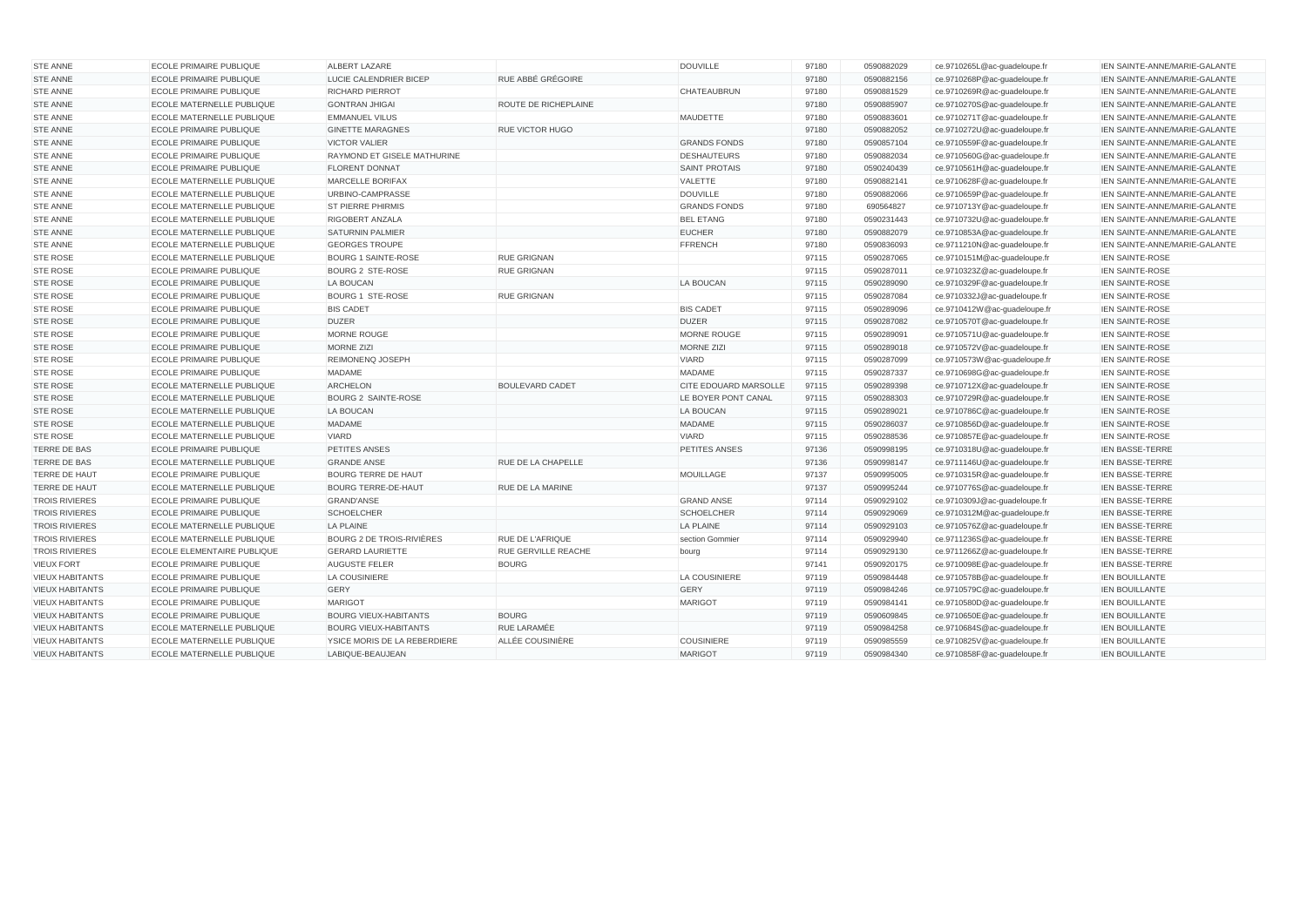| | | | | | | | | |
|---|---|---|---|---|---|---|---|---|
| STE ANNE | ECOLE PRIMAIRE PUBLIQUE | ALBERT LAZARE | | DOUVILLE | 97180 | 0590882029 | ce.9710265L@ac-guadeloupe.fr | IEN SAINTE-ANNE/MARIE-GALANTE |
| STE ANNE | ECOLE PRIMAIRE PUBLIQUE | LUCIE CALENDRIER BICEP | RUE ABBÉ GRÉGOIRE | | 97180 | 0590882156 | ce.9710268P@ac-guadeloupe.fr | IEN SAINTE-ANNE/MARIE-GALANTE |
| STE ANNE | ECOLE PRIMAIRE PUBLIQUE | RICHARD PIERROT | | CHATEAUBRUN | 97180 | 0590881529 | ce.9710269R@ac-guadeloupe.fr | IEN SAINTE-ANNE/MARIE-GALANTE |
| STE ANNE | ECOLE MATERNELLE PUBLIQUE | GONTRAN JHIGAI | ROUTE DE RICHEPLAINE | | 97180 | 0590885907 | ce.9710270S@ac-guadeloupe.fr | IEN SAINTE-ANNE/MARIE-GALANTE |
| STE ANNE | ECOLE MATERNELLE PUBLIQUE | EMMANUEL VILUS | | MAUDETTE | 97180 | 0590883601 | ce.9710271T@ac-guadeloupe.fr | IEN SAINTE-ANNE/MARIE-GALANTE |
| STE ANNE | ECOLE PRIMAIRE PUBLIQUE | GINETTE MARAGNES | RUE VICTOR HUGO | | 97180 | 0590882052 | ce.9710272U@ac-guadeloupe.fr | IEN SAINTE-ANNE/MARIE-GALANTE |
| STE ANNE | ECOLE PRIMAIRE PUBLIQUE | VICTOR VALIER | | GRANDS FONDS | 97180 | 0590857104 | ce.9710559F@ac-guadeloupe.fr | IEN SAINTE-ANNE/MARIE-GALANTE |
| STE ANNE | ECOLE PRIMAIRE PUBLIQUE | RAYMOND ET GISELE MATHURINE | | DESHAUTEURS | 97180 | 0590882034 | ce.9710560G@ac-guadeloupe.fr | IEN SAINTE-ANNE/MARIE-GALANTE |
| STE ANNE | ECOLE PRIMAIRE PUBLIQUE | FLORENT DONNAT | | SAINT PROTAIS | 97180 | 0590240439 | ce.9710561H@ac-guadeloupe.fr | IEN SAINTE-ANNE/MARIE-GALANTE |
| STE ANNE | ECOLE MATERNELLE PUBLIQUE | MARCELLE BORIFAX | | VALETTE | 97180 | 0590882141 | ce.9710628F@ac-guadeloupe.fr | IEN SAINTE-ANNE/MARIE-GALANTE |
| STE ANNE | ECOLE MATERNELLE PUBLIQUE | URBINO-CAMPRASSE | | DOUVILLE | 97180 | 0590882066 | ce.9710659P@ac-guadeloupe.fr | IEN SAINTE-ANNE/MARIE-GALANTE |
| STE ANNE | ECOLE MATERNELLE PUBLIQUE | ST PIERRE PHIRMIS | | GRANDS FONDS | 97180 | 690564827 | ce.9710713Y@ac-guadeloupe.fr | IEN SAINTE-ANNE/MARIE-GALANTE |
| STE ANNE | ECOLE MATERNELLE PUBLIQUE | RIGOBERT ANZALA | | BEL ETANG | 97180 | 0590231443 | ce.9710732U@ac-guadeloupe.fr | IEN SAINTE-ANNE/MARIE-GALANTE |
| STE ANNE | ECOLE MATERNELLE PUBLIQUE | SATURNIN PALMIER | | EUCHER | 97180 | 0590882079 | ce.9710853A@ac-guadeloupe.fr | IEN SAINTE-ANNE/MARIE-GALANTE |
| STE ANNE | ECOLE MATERNELLE PUBLIQUE | GEORGES TROUPE | | FFRENCH | 97180 | 0590836093 | ce.9711210N@ac-guadeloupe.fr | IEN SAINTE-ANNE/MARIE-GALANTE |
| STE ROSE | ECOLE MATERNELLE PUBLIQUE | BOURG 1 SAINTE-ROSE | RUE GRIGNAN | | 97115 | 0590287065 | ce.9710151M@ac-guadeloupe.fr | IEN SAINTE-ROSE |
| STE ROSE | ECOLE PRIMAIRE PUBLIQUE | BOURG 2 STE-ROSE | RUE GRIGNAN | | 97115 | 0590287011 | ce.9710323Z@ac-guadeloupe.fr | IEN SAINTE-ROSE |
| STE ROSE | ECOLE PRIMAIRE PUBLIQUE | LA BOUCAN | | LA BOUCAN | 97115 | 0590289090 | ce.9710329F@ac-guadeloupe.fr | IEN SAINTE-ROSE |
| STE ROSE | ECOLE PRIMAIRE PUBLIQUE | BOURG 1 STE-ROSE | RUE GRIGNAN | | 97115 | 0590287084 | ce.9710332J@ac-guadeloupe.fr | IEN SAINTE-ROSE |
| STE ROSE | ECOLE PRIMAIRE PUBLIQUE | BIS CADET | | BIS CADET | 97115 | 0590289096 | ce.9710412W@ac-guadeloupe.fr | IEN SAINTE-ROSE |
| STE ROSE | ECOLE PRIMAIRE PUBLIQUE | DUZER | | DUZER | 97115 | 0590287082 | ce.9710570T@ac-guadeloupe.fr | IEN SAINTE-ROSE |
| STE ROSE | ECOLE PRIMAIRE PUBLIQUE | MORNE ROUGE | | MORNE ROUGE | 97115 | 0590289091 | ce.9710571U@ac-guadeloupe.fr | IEN SAINTE-ROSE |
| STE ROSE | ECOLE PRIMAIRE PUBLIQUE | MORNE ZIZI | | MORNE ZIZI | 97115 | 0590289018 | ce.9710572V@ac-guadeloupe.fr | IEN SAINTE-ROSE |
| STE ROSE | ECOLE PRIMAIRE PUBLIQUE | REIMONENQ JOSEPH | | VIARD | 97115 | 0590287099 | ce.9710573W@ac-guadeloupe.fr | IEN SAINTE-ROSE |
| STE ROSE | ECOLE PRIMAIRE PUBLIQUE | MADAME | | MADAME | 97115 | 0590287337 | ce.9710698G@ac-guadeloupe.fr | IEN SAINTE-ROSE |
| STE ROSE | ECOLE MATERNELLE PUBLIQUE | ARCHELON | BOULEVARD CADET | CITE EDOUARD MARSOLLE | 97115 | 0590289398 | ce.9710712X@ac-guadeloupe.fr | IEN SAINTE-ROSE |
| STE ROSE | ECOLE MATERNELLE PUBLIQUE | BOURG 2 SAINTE-ROSE | | LE BOYER PONT CANAL | 97115 | 0590288303 | ce.9710729R@ac-guadeloupe.fr | IEN SAINTE-ROSE |
| STE ROSE | ECOLE MATERNELLE PUBLIQUE | LA BOUCAN | | LA BOUCAN | 97115 | 0590289021 | ce.9710786C@ac-guadeloupe.fr | IEN SAINTE-ROSE |
| STE ROSE | ECOLE MATERNELLE PUBLIQUE | MADAME | | MADAME | 97115 | 0590286037 | ce.9710856D@ac-guadeloupe.fr | IEN SAINTE-ROSE |
| STE ROSE | ECOLE MATERNELLE PUBLIQUE | VIARD | | VIARD | 97115 | 0590288536 | ce.9710857E@ac-guadeloupe.fr | IEN SAINTE-ROSE |
| TERRE DE BAS | ECOLE PRIMAIRE PUBLIQUE | PETITES ANSES | | PETITES ANSES | 97136 | 0590998195 | ce.9710318U@ac-guadeloupe.fr | IEN BASSE-TERRE |
| TERRE DE BAS | ECOLE MATERNELLE PUBLIQUE | GRANDE ANSE | RUE DE LA CHAPELLE | | 97136 | 0590998147 | ce.9711146U@ac-guadeloupe.fr | IEN BASSE-TERRE |
| TERRE DE HAUT | ECOLE PRIMAIRE PUBLIQUE | BOURG TERRE DE HAUT | | MOUILLAGE | 97137 | 0590995005 | ce.9710315R@ac-guadeloupe.fr | IEN BASSE-TERRE |
| TERRE DE HAUT | ECOLE MATERNELLE PUBLIQUE | BOURG TERRE-DE-HAUT | RUE DE LA MARINE | | 97137 | 0590995244 | ce.9710776S@ac-guadeloupe.fr | IEN BASSE-TERRE |
| TROIS RIVIERES | ECOLE PRIMAIRE PUBLIQUE | GRAND'ANSE | | GRAND ANSE | 97114 | 0590929102 | ce.9710309J@ac-guadeloupe.fr | IEN BASSE-TERRE |
| TROIS RIVIERES | ECOLE PRIMAIRE PUBLIQUE | SCHOELCHER | | SCHOELCHER | 97114 | 0590929069 | ce.9710312M@ac-guadeloupe.fr | IEN BASSE-TERRE |
| TROIS RIVIERES | ECOLE MATERNELLE PUBLIQUE | LA PLAINE | | LA PLAINE | 97114 | 0590929103 | ce.9710576Z@ac-guadeloupe.fr | IEN BASSE-TERRE |
| TROIS RIVIERES | ECOLE MATERNELLE PUBLIQUE | BOURG 2 DE TROIS-RIVIÈRES | RUE DE L'AFRIQUE | section Gommier | 97114 | 0590929940 | ce.9711236S@ac-guadeloupe.fr | IEN BASSE-TERRE |
| TROIS RIVIERES | ECOLE ELEMENTAIRE PUBLIQUE | GERARD LAURIETTE | RUE GERVILLE REACHE | bourg | 97114 | 0590929130 | ce.9711266Z@ac-guadeloupe.fr | IEN BASSE-TERRE |
| VIEUX FORT | ECOLE PRIMAIRE PUBLIQUE | AUGUSTE FELER | BOURG | | 97141 | 0590920175 | ce.9710098E@ac-guadeloupe.fr | IEN BASSE-TERRE |
| VIEUX HABITANTS | ECOLE PRIMAIRE PUBLIQUE | LA COUSINIERE | | LA COUSINIERE | 97119 | 0590984448 | ce.9710578B@ac-guadeloupe.fr | IEN BOUILLANTE |
| VIEUX HABITANTS | ECOLE PRIMAIRE PUBLIQUE | GERY | | GERY | 97119 | 0590984246 | ce.9710579C@ac-guadeloupe.fr | IEN BOUILLANTE |
| VIEUX HABITANTS | ECOLE PRIMAIRE PUBLIQUE | MARIGOT | | MARIGOT | 97119 | 0590984141 | ce.9710580D@ac-guadeloupe.fr | IEN BOUILLANTE |
| VIEUX HABITANTS | ECOLE PRIMAIRE PUBLIQUE | BOURG VIEUX-HABITANTS | BOURG | | 97119 | 0590609845 | ce.9710650E@ac-guadeloupe.fr | IEN BOUILLANTE |
| VIEUX HABITANTS | ECOLE MATERNELLE PUBLIQUE | BOURG VIEUX-HABITANTS | RUE LARAMÉE | | 97119 | 0590984258 | ce.9710684S@ac-guadeloupe.fr | IEN BOUILLANTE |
| VIEUX HABITANTS | ECOLE MATERNELLE PUBLIQUE | YSICE MORIS DE LA REBERDIERE | ALLÉE COUSINIÈRE | COUSINIERE | 97119 | 0590985559 | ce.9710825V@ac-guadeloupe.fr | IEN BOUILLANTE |
| VIEUX HABITANTS | ECOLE MATERNELLE PUBLIQUE | LABIQUE-BEAUJEAN | | MARIGOT | 97119 | 0590984340 | ce.9710858F@ac-guadeloupe.fr | IEN BOUILLANTE |